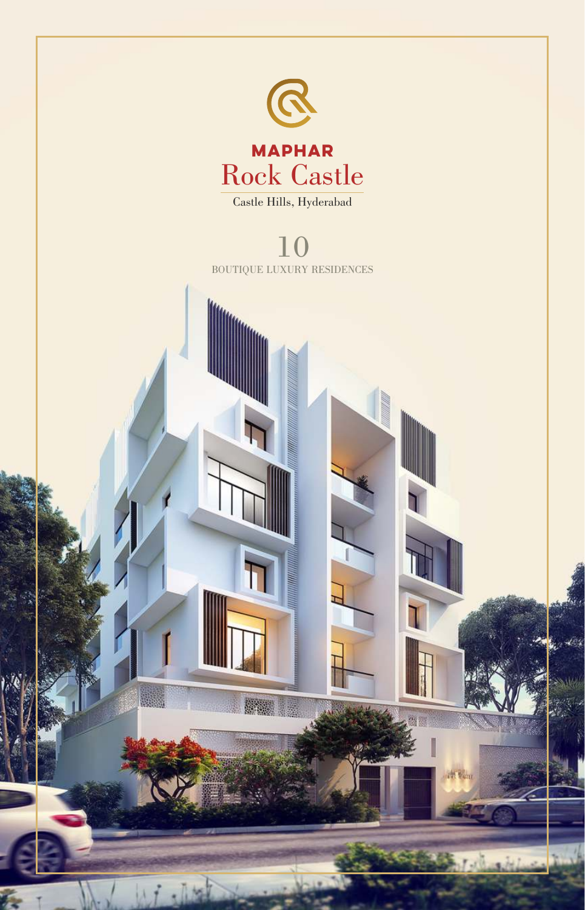# MAPHAR

## Rock Castle

Castle Hills, Hyderabad

10

BOUTIQUE LUXURY RESIDENCES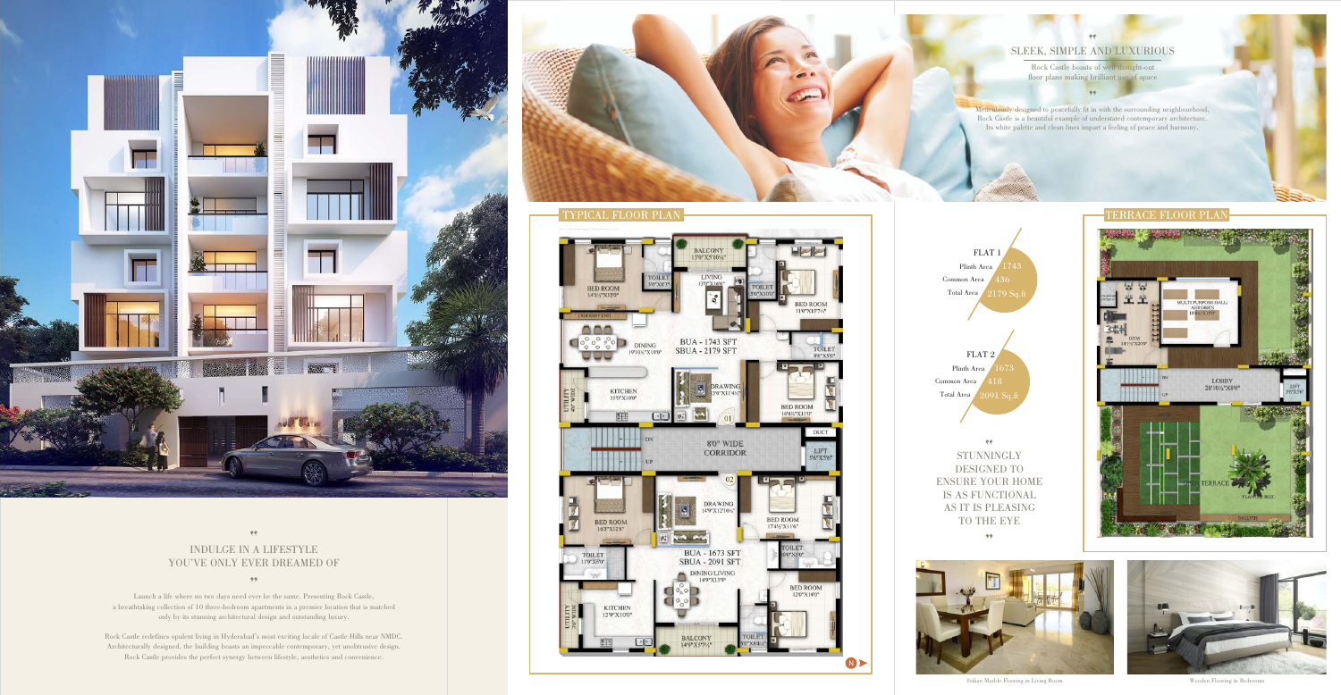## INDULGE IN A LIFESTYLE YOU'VE ONLY EVER DREAMED OF

Launch a life where no two days need ever be the same. Presenting Rock Castle, a breathtaking collection of 10 three-bedroom apartments in a premier location that is matched only by its stunning architectural design and outstanding luxury.

Rock Castle redefines opulent living in Hyderabad's most exciting locale of Castle Hills near NMDC. Architecturally designed, the building boasts an impeccable contemporary, yet unobtrusive design. Rock Castle provides the perfect synergy between lifestyle, aesthetics and convenience.

## SLEEK, SIMPLE AND LUXURIOUS

Rock Castle boasts of well thought-out floor plans making brilliant use of space

Meticulously designed to peacefully fit in with the surrounding neighbourhood, Rock Castle is a beautiful example of understated contemporary architecture. Its white palette and clean lines impart a feeling of peace and harmony.

## TYPICAL FLOOR PLAN

**Flat 01** — BUA - 1743 SFT, SBUA - 2179 SFT

- BALCONY 13'9"X5'10½"
- LIVING 13'0"X16'0"
- BED ROOM 14'1½"X12'0"
- TOILET 5'0"X8'3"
- TOILET 5'0"X10'0"
- BED ROOM 11'0"X15'7½"
- DINING 19'10½"X10'0"
- TOILET 8'6"X5'0"
- KITCHEN 15'0"X10'0"
- UTILITY
- DRAWING 5'6"X11'4½"
- BED ROOM 10'4½"X13'0"
- DUCT

8'0" WIDE CORRIDOR

- LIFT 5'6"X5'6"

**Flat 02** — BUA - 1673 SFT, SBUA - 2091 SFT

- DRAWING 14'9"X12'10½"
- BED ROOM 16'3"X12'6"
- BED ROOM 17'4½"X11'6"
- TOILET 11'9"X5'0"
- TOILET
- DINING/LIVING 14'9"X13'9"
- BED ROOM 12'0"X14'0"
- KITCHEN 12'9"X10'0"
- UTILITY
- BALCONY 14'9"X5'9½"
- TOILET

| | FLAT 1 | FLAT 2 |
|---|---|---|
| Plinth Area | 1743 | 1673 |
| Common Area | 436 | 418 |
| Total Area | 2179 Sq.ft | 2091 Sq.ft |

STUNNINGLY DESIGNED TO ENSURE YOUR HOME IS AS FUNCTIONAL AS IT IS PLEASING TO THE EYE

## TERRACE FLOOR PLAN

- GYM
- MULTI-PURPOSE HALL/ AEROBICS
- LOBBY 28'10½"X8'0"
- LIFT 5'6"X5'6"
- OPEN TERRACE
- PLANTER BOX

Italian Marble Flooring in Living Room

Wooden Flooring in Bedrooms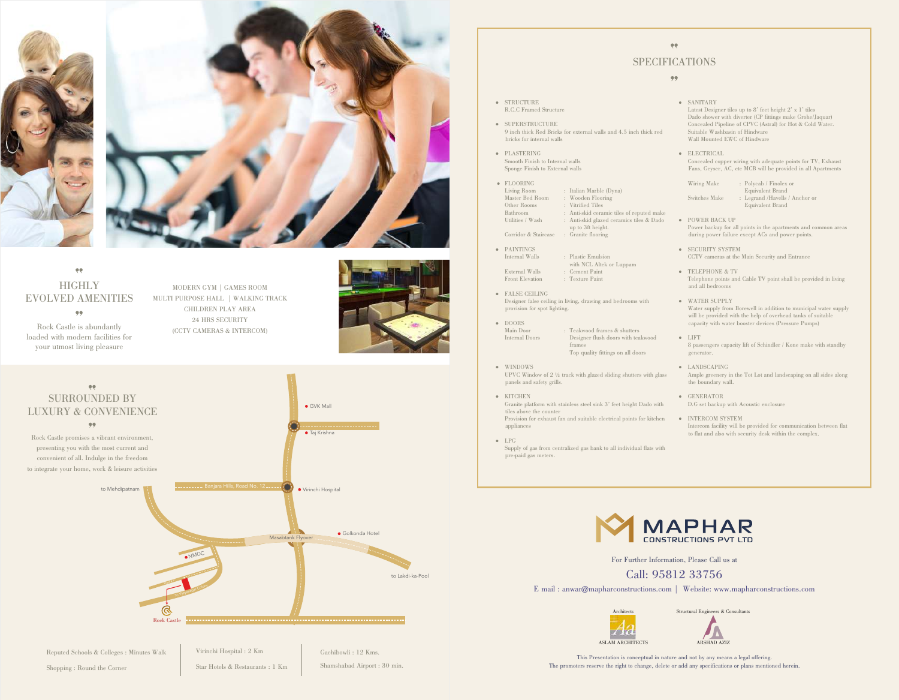## HIGHLY EVOLVED AMENITIES

Rock Castle is abundantly loaded with modern facilities for your utmost living pleasure

MODERN GYM | GAMES ROOM
MULTI PURPOSE HALL | WALKING TRACK
CHILDREN PLAY AREA
24 HRS SECURITY
(CCTV CAMERAS & INTERCOM)

## SURROUNDED BY LUXURY & CONVENIENCE

Rock Castle promises a vibrant environment, presenting you with the most current and convenient of all. Indulge in the freedom to integrate your home, work & leisure activities

GVK Mall
Taj Krishna
to Mehdipatnam
Banjara Hills, Road No. 12
Virinchi Hospital
Golkonda Hotel
Masabtank Flyover
NMDC
to Lakdi-ka-Pool
Rock Castle

Reputed Schools & Colleges : Minutes Walk

Shopping : Round the Corner

Virinchi Hospital : 2 Km

Star Hotels & Restaurants : 1 Km

Gachibowli : 12 Kms.

Shamshabad Airport : 30 min.

## SPECIFICATIONS

- STRUCTURE
  R.C.C Framed Structure
- SUPERSTRUCTURE
  9 inch thick Red Bricks for external walls and 4.5 inch thick red bricks for internal walls
- PLASTERING
  Smooth Finish to Internal walls
  Sponge Finish to External walls
- FLOORING
  Living Room : Italian Marble (Dyna)
  Master Bed Room : Wooden Flooring
  Other Rooms : Vitrified Tiles
  Bathroom : Anti-skid ceramic tiles of reputed make
  Utilities / Wash : Anti-skid glazed ceramics tiles & Dado up to 3ft height.
  Corridor & Staircase : Granite flooring
- PAINTINGS
  Internal Walls : Plastic Emulsion with NCL Altek or Luppam
  External Walls : Cement Paint
  Front Elevation : Texture Paint
- FALSE CEILING
  Designer false ceiling in living, drawing and bedrooms with provision for spot lighting.
- DOORS
  Main Door : Teakwood frames & shutters
  Internal Doors : Designer flush doors with teakwood frames
  Top quality fittings on all doors
- WINDOWS
  UPVC Window of 2 ½ track with glazed sliding shutters with glass panels and safety grills.
- KITCHEN
  Granite platform with stainless steel sink 3' feet height Dado with tiles above the counter
  Provision for exhaust fan and suitable electrical points for kitchen appliances
- LPG
  Supply of gas from centralized gas bank to all individual flats with pre-paid gas meters.
- SANITARY
  Latest Designer tiles up to 8' feet height 2' x 1' tiles
  Dado shower with diverter (CP fittings make Grohe/Jaquar)
  Concealed Pipeline of CPVC (Astral) for Hot & Cold Water.
  Suitable Washbasin of Hindware
  Wall Mounted EWC of Hindware
- ELECTRICAL
  Concealed copper wiring with adequate points for TV, Exhaust Fans, Geyser, AC, etc MCB will be provided in all Apartments
  Wiring Make : Polycab / Finolex or Equivalent Brand
  Switches Make : Legrand /Havells / Anchor or Equivalent Brand
- POWER BACK UP
  Power backup for all points in the apartments and common areas during power failure except ACs and power points.
- SECURITY SYSTEM
  CCTV cameras at the Main Security and Entrance
- TELEPHONE & TV
  Telephone points and Cable TV point shall be provided in living and all bedrooms
- WATER SUPPLY
  Water supply from Borewell in addition to municipal water supply will be provided with the help of overhead tanks of suitable capacity with water booster devices (Pressure Pumps)
- LIFT
  8 passengers capacity lift of Schindler / Kone make with standby generator.
- LANDSCAPING
  Ample greenery in the Tot Lot and landscaping on all sides along the boundary wall.
- GENERATOR
  D.G set backup with Acoustic enclosure
- INTERCOM SYSTEM
  Intercom facility will be provided for communication between flat to flat and also with security desk within the complex.

MAPHAR CONSTRUCTIONS PVT LTD

For Further Information, Please Call us at

Call: 95812 33756

E mail : anwar@mapharconstructions.com | Website: www.mapharconstructions.com

Architects: ASLAM ARCHITECTS

Structural Engineers & Consultants: ARSHAD AZIZ

This Presentation is conceptual in nature and not by any means a legal offering.
The promoters reserve the right to change, delete or add any specifications or plans mentioned herein.